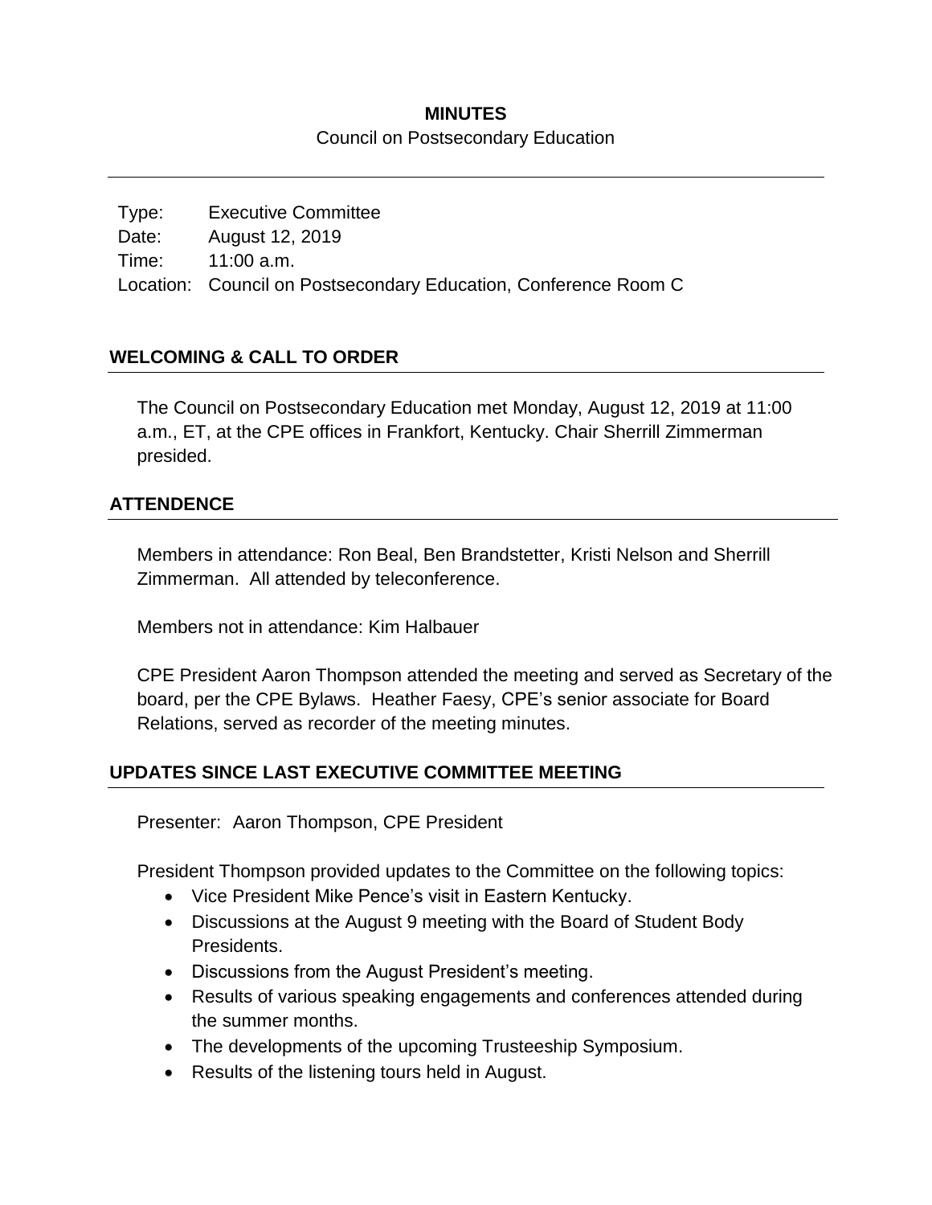# MINUTES

Council on Postsecondary Education

Type: Executive Committee
Date: August 12, 2019
Time: 11:00 a.m.
Location: Council on Postsecondary Education, Conference Room C

## WELCOMING & CALL TO ORDER

The Council on Postsecondary Education met Monday, August 12, 2019 at 11:00 a.m., ET, at the CPE offices in Frankfort, Kentucky. Chair Sherrill Zimmerman presided.

## ATTENDENCE

Members in attendance: Ron Beal, Ben Brandstetter, Kristi Nelson and Sherrill Zimmerman. All attended by teleconference.

Members not in attendance: Kim Halbauer

CPE President Aaron Thompson attended the meeting and served as Secretary of the board, per the CPE Bylaws. Heather Faesy, CPE's senior associate for Board Relations, served as recorder of the meeting minutes.

## UPDATES SINCE LAST EXECUTIVE COMMITTEE MEETING

Presenter: Aaron Thompson, CPE President

President Thompson provided updates to the Committee on the following topics:

- Vice President Mike Pence's visit in Eastern Kentucky.
- Discussions at the August 9 meeting with the Board of Student Body Presidents.
- Discussions from the August President's meeting.
- Results of various speaking engagements and conferences attended during the summer months.
- The developments of the upcoming Trusteeship Symposium.
- Results of the listening tours held in August.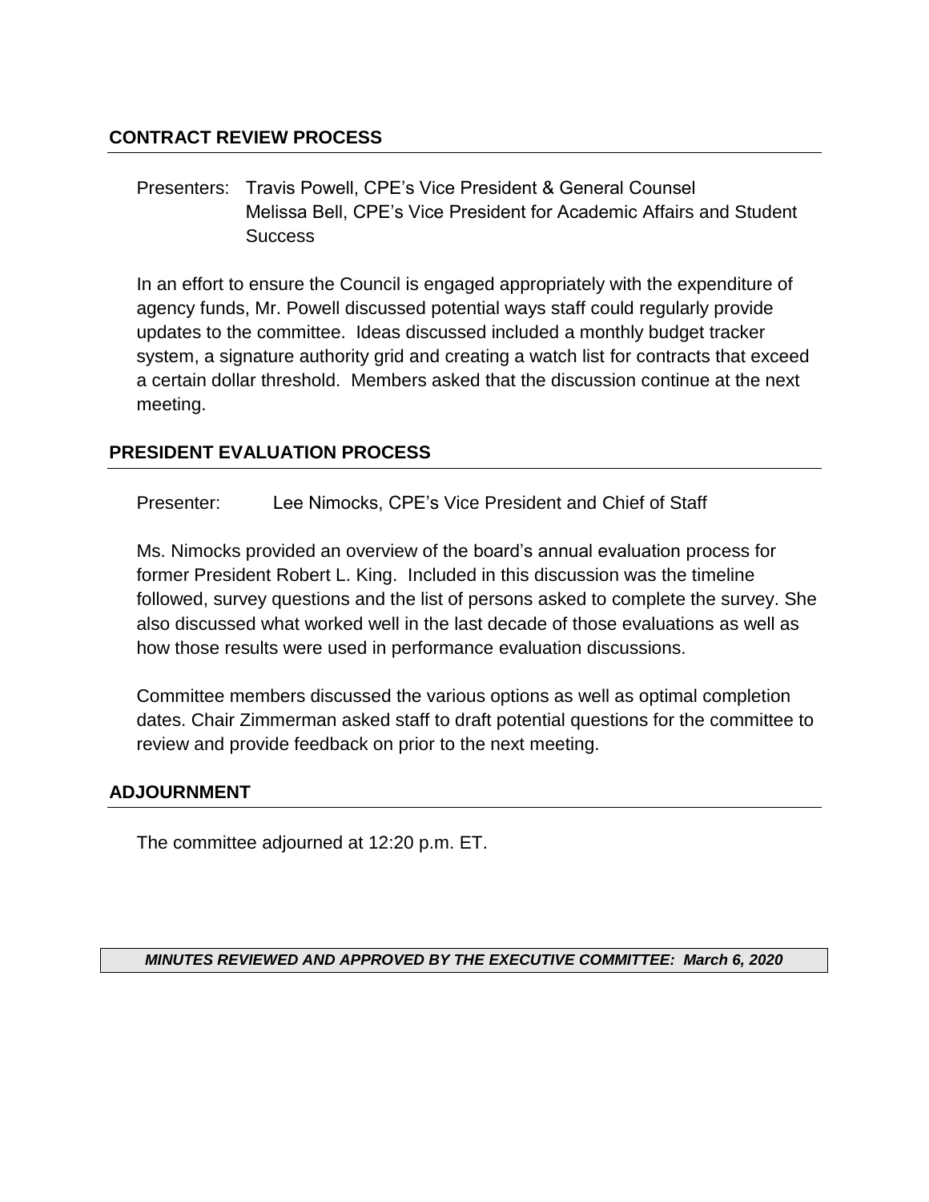## CONTRACT REVIEW PROCESS

Presenters: Travis Powell, CPE's Vice President & General Counsel
Melissa Bell, CPE's Vice President for Academic Affairs and Student Success

In an effort to ensure the Council is engaged appropriately with the expenditure of agency funds, Mr. Powell discussed potential ways staff could regularly provide updates to the committee. Ideas discussed included a monthly budget tracker system, a signature authority grid and creating a watch list for contracts that exceed a certain dollar threshold. Members asked that the discussion continue at the next meeting.

## PRESIDENT EVALUATION PROCESS

Presenter: Lee Nimocks, CPE's Vice President and Chief of Staff

Ms. Nimocks provided an overview of the board's annual evaluation process for former President Robert L. King. Included in this discussion was the timeline followed, survey questions and the list of persons asked to complete the survey. She also discussed what worked well in the last decade of those evaluations as well as how those results were used in performance evaluation discussions.

Committee members discussed the various options as well as optimal completion dates. Chair Zimmerman asked staff to draft potential questions for the committee to review and provide feedback on prior to the next meeting.

## ADJOURNMENT

The committee adjourned at 12:20 p.m. ET.

***MINUTES REVIEWED AND APPROVED BY THE EXECUTIVE COMMITTEE: March 6, 2020***